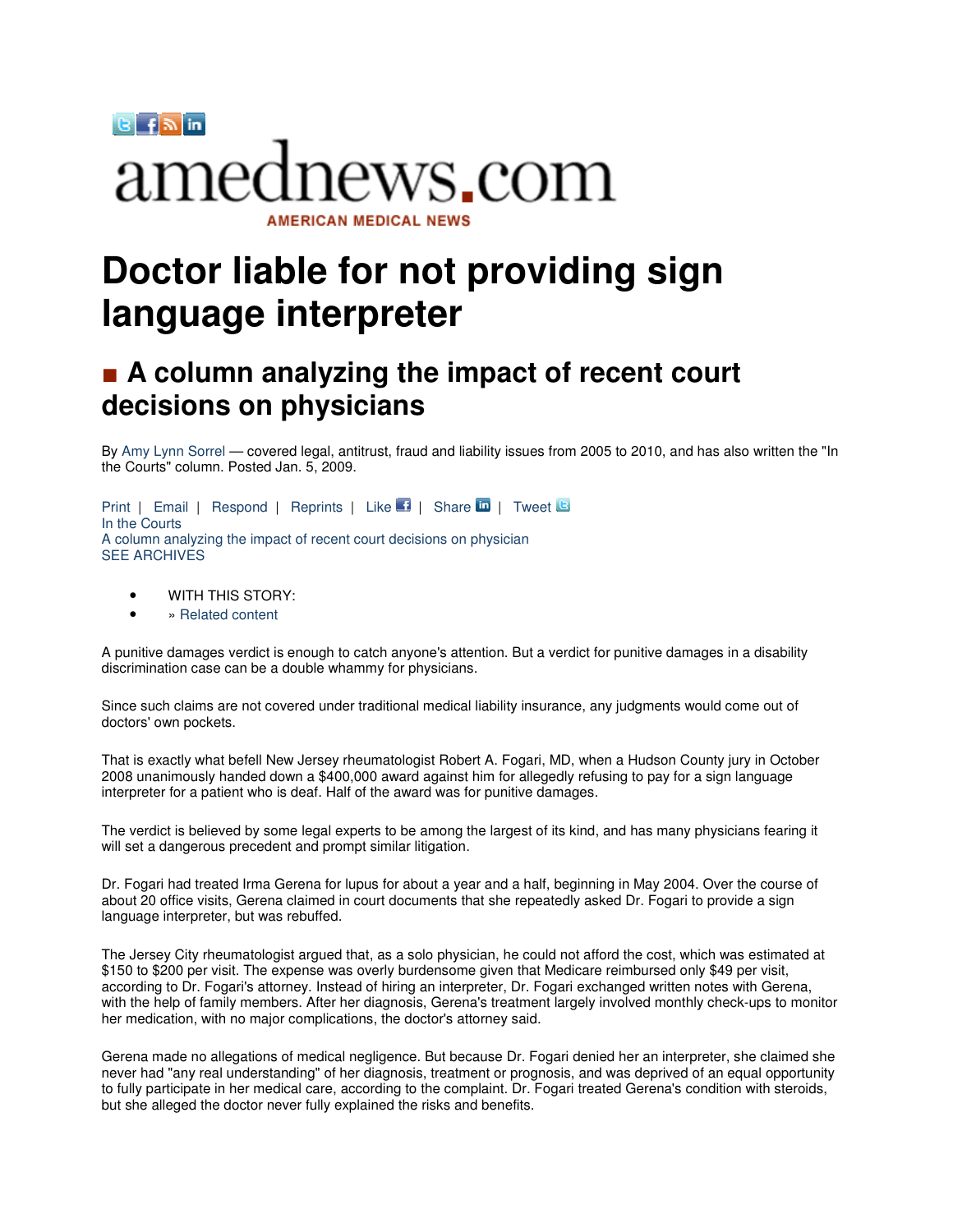amednews.com

AMERICAN MEDICAL NEWS

# Doctor liable for not providing sign language interpreter

## ■ A column analyzing the impact of recent court decisions on physicians

By Amy Lynn Sorrel — covered legal, antitrust, fraud and liability issues from 2005 to 2010, and has also written the "In the Courts" column. Posted Jan. 5, 2009.

Print | Email | Respond | Reprints | Like | Share | Tweet
In the Courts
A column analyzing the impact of recent court decisions on physician
SEE ARCHIVES

- WITH THIS STORY:
- » Related content

A punitive damages verdict is enough to catch anyone's attention. But a verdict for punitive damages in a disability discrimination case can be a double whammy for physicians.

Since such claims are not covered under traditional medical liability insurance, any judgments would come out of doctors' own pockets.

That is exactly what befell New Jersey rheumatologist Robert A. Fogari, MD, when a Hudson County jury in October 2008 unanimously handed down a $400,000 award against him for allegedly refusing to pay for a sign language interpreter for a patient who is deaf. Half of the award was for punitive damages.

The verdict is believed by some legal experts to be among the largest of its kind, and has many physicians fearing it will set a dangerous precedent and prompt similar litigation.

Dr. Fogari had treated Irma Gerena for lupus for about a year and a half, beginning in May 2004. Over the course of about 20 office visits, Gerena claimed in court documents that she repeatedly asked Dr. Fogari to provide a sign language interpreter, but was rebuffed.

The Jersey City rheumatologist argued that, as a solo physician, he could not afford the cost, which was estimated at $150 to $200 per visit. The expense was overly burdensome given that Medicare reimbursed only $49 per visit, according to Dr. Fogari's attorney. Instead of hiring an interpreter, Dr. Fogari exchanged written notes with Gerena, with the help of family members. After her diagnosis, Gerena's treatment largely involved monthly check-ups to monitor her medication, with no major complications, the doctor's attorney said.

Gerena made no allegations of medical negligence. But because Dr. Fogari denied her an interpreter, she claimed she never had "any real understanding" of her diagnosis, treatment or prognosis, and was deprived of an equal opportunity to fully participate in her medical care, according to the complaint. Dr. Fogari treated Gerena's condition with steroids, but she alleged the doctor never fully explained the risks and benefits.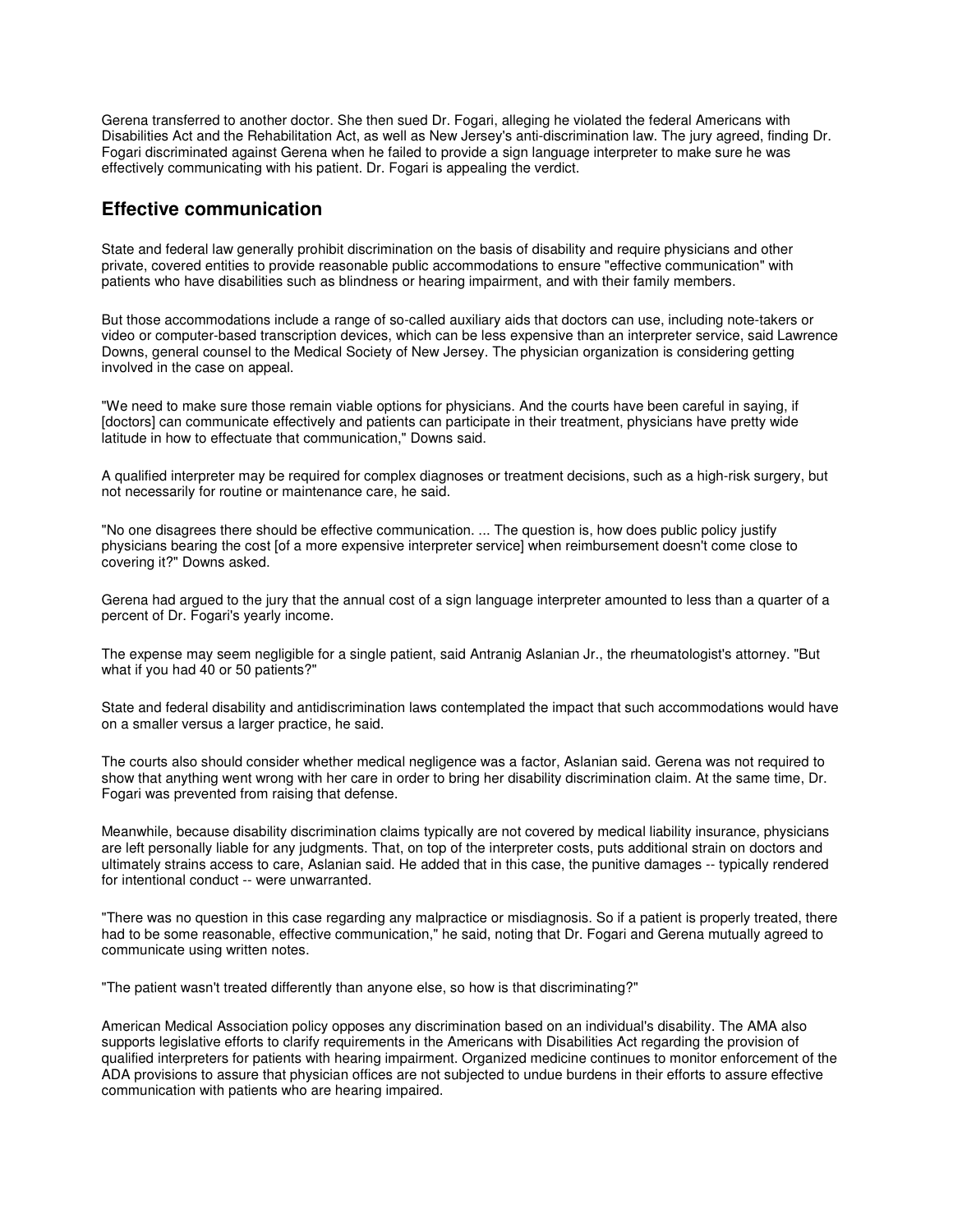Gerena transferred to another doctor. She then sued Dr. Fogari, alleging he violated the federal Americans with Disabilities Act and the Rehabilitation Act, as well as New Jersey's anti-discrimination law. The jury agreed, finding Dr. Fogari discriminated against Gerena when he failed to provide a sign language interpreter to make sure he was effectively communicating with his patient. Dr. Fogari is appealing the verdict.

## Effective communication

State and federal law generally prohibit discrimination on the basis of disability and require physicians and other private, covered entities to provide reasonable public accommodations to ensure "effective communication" with patients who have disabilities such as blindness or hearing impairment, and with their family members.

But those accommodations include a range of so-called auxiliary aids that doctors can use, including note-takers or video or computer-based transcription devices, which can be less expensive than an interpreter service, said Lawrence Downs, general counsel to the Medical Society of New Jersey. The physician organization is considering getting involved in the case on appeal.

"We need to make sure those remain viable options for physicians. And the courts have been careful in saying, if [doctors] can communicate effectively and patients can participate in their treatment, physicians have pretty wide latitude in how to effectuate that communication," Downs said.

A qualified interpreter may be required for complex diagnoses or treatment decisions, such as a high-risk surgery, but not necessarily for routine or maintenance care, he said.

"No one disagrees there should be effective communication. ... The question is, how does public policy justify physicians bearing the cost [of a more expensive interpreter service] when reimbursement doesn't come close to covering it?" Downs asked.

Gerena had argued to the jury that the annual cost of a sign language interpreter amounted to less than a quarter of a percent of Dr. Fogari's yearly income.

The expense may seem negligible for a single patient, said Antranig Aslanian Jr., the rheumatologist's attorney. "But what if you had 40 or 50 patients?"

State and federal disability and antidiscrimination laws contemplated the impact that such accommodations would have on a smaller versus a larger practice, he said.

The courts also should consider whether medical negligence was a factor, Aslanian said. Gerena was not required to show that anything went wrong with her care in order to bring her disability discrimination claim. At the same time, Dr. Fogari was prevented from raising that defense.

Meanwhile, because disability discrimination claims typically are not covered by medical liability insurance, physicians are left personally liable for any judgments. That, on top of the interpreter costs, puts additional strain on doctors and ultimately strains access to care, Aslanian said. He added that in this case, the punitive damages -- typically rendered for intentional conduct -- were unwarranted.

"There was no question in this case regarding any malpractice or misdiagnosis. So if a patient is properly treated, there had to be some reasonable, effective communication," he said, noting that Dr. Fogari and Gerena mutually agreed to communicate using written notes.

"The patient wasn't treated differently than anyone else, so how is that discriminating?"

American Medical Association policy opposes any discrimination based on an individual's disability. The AMA also supports legislative efforts to clarify requirements in the Americans with Disabilities Act regarding the provision of qualified interpreters for patients with hearing impairment. Organized medicine continues to monitor enforcement of the ADA provisions to assure that physician offices are not subjected to undue burdens in their efforts to assure effective communication with patients who are hearing impaired.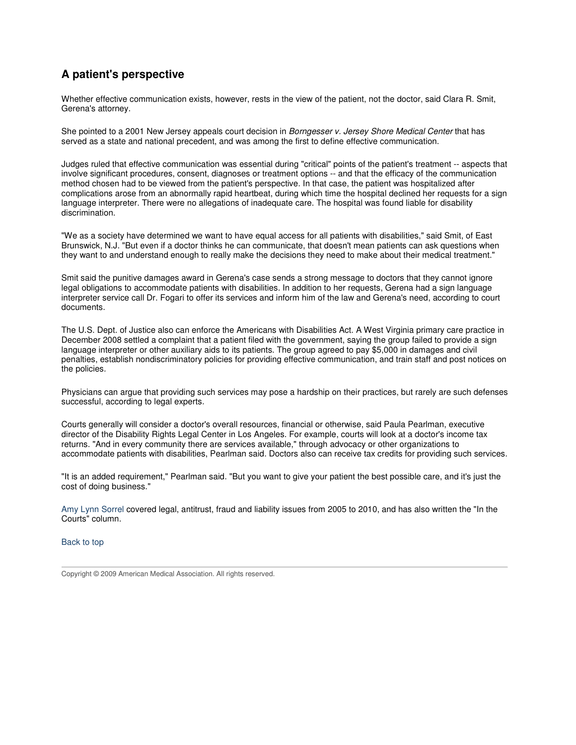## A patient's perspective

Whether effective communication exists, however, rests in the view of the patient, not the doctor, said Clara R. Smit, Gerena's attorney.

She pointed to a 2001 New Jersey appeals court decision in *Borngesser v. Jersey Shore Medical Center* that has served as a state and national precedent, and was among the first to define effective communication.

Judges ruled that effective communication was essential during "critical" points of the patient's treatment -- aspects that involve significant procedures, consent, diagnoses or treatment options -- and that the efficacy of the communication method chosen had to be viewed from the patient's perspective. In that case, the patient was hospitalized after complications arose from an abnormally rapid heartbeat, during which time the hospital declined her requests for a sign language interpreter. There were no allegations of inadequate care. The hospital was found liable for disability discrimination.

"We as a society have determined we want to have equal access for all patients with disabilities," said Smit, of East Brunswick, N.J. "But even if a doctor thinks he can communicate, that doesn't mean patients can ask questions when they want to and understand enough to really make the decisions they need to make about their medical treatment."

Smit said the punitive damages award in Gerena's case sends a strong message to doctors that they cannot ignore legal obligations to accommodate patients with disabilities. In addition to her requests, Gerena had a sign language interpreter service call Dr. Fogari to offer its services and inform him of the law and Gerena's need, according to court documents.

The U.S. Dept. of Justice also can enforce the Americans with Disabilities Act. A West Virginia primary care practice in December 2008 settled a complaint that a patient filed with the government, saying the group failed to provide a sign language interpreter or other auxiliary aids to its patients. The group agreed to pay $5,000 in damages and civil penalties, establish nondiscriminatory policies for providing effective communication, and train staff and post notices on the policies.

Physicians can argue that providing such services may pose a hardship on their practices, but rarely are such defenses successful, according to legal experts.

Courts generally will consider a doctor's overall resources, financial or otherwise, said Paula Pearlman, executive director of the Disability Rights Legal Center in Los Angeles. For example, courts will look at a doctor's income tax returns. "And in every community there are services available," through advocacy or other organizations to accommodate patients with disabilities, Pearlman said. Doctors also can receive tax credits for providing such services.

"It is an added requirement," Pearlman said. "But you want to give your patient the best possible care, and it's just the cost of doing business."

Amy Lynn Sorrel covered legal, antitrust, fraud and liability issues from 2005 to 2010, and has also written the "In the Courts" column.

Back to top

Copyright © 2009 American Medical Association. All rights reserved.